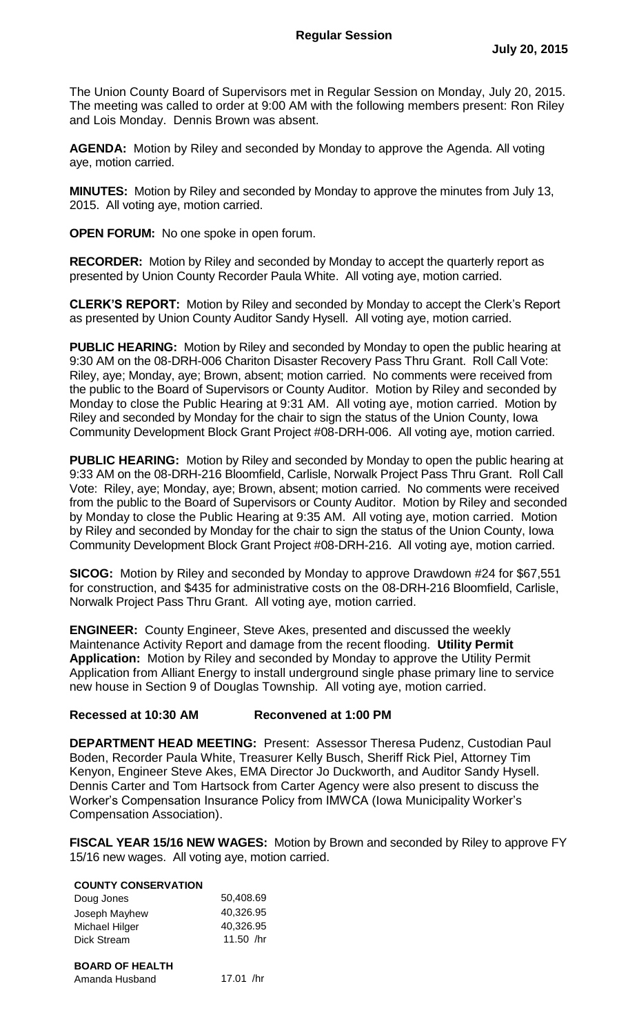# Regular Session

**July 20, 2015**

The Union County Board of Supervisors met in Regular Session on Monday, July 20, 2015. The meeting was called to order at 9:00 AM with the following members present: Ron Riley and Lois Monday. Dennis Brown was absent.

**AGENDA:** Motion by Riley and seconded by Monday to approve the Agenda. All voting aye, motion carried.

**MINUTES:** Motion by Riley and seconded by Monday to approve the minutes from July 13, 2015. All voting aye, motion carried.

**OPEN FORUM:** No one spoke in open forum.

**RECORDER:** Motion by Riley and seconded by Monday to accept the quarterly report as presented by Union County Recorder Paula White. All voting aye, motion carried.

**CLERK'S REPORT:** Motion by Riley and seconded by Monday to accept the Clerk's Report as presented by Union County Auditor Sandy Hysell. All voting aye, motion carried.

**PUBLIC HEARING:** Motion by Riley and seconded by Monday to open the public hearing at 9:30 AM on the 08-DRH-006 Chariton Disaster Recovery Pass Thru Grant. Roll Call Vote: Riley, aye; Monday, aye; Brown, absent; motion carried. No comments were received from the public to the Board of Supervisors or County Auditor. Motion by Riley and seconded by Monday to close the Public Hearing at 9:31 AM. All voting aye, motion carried. Motion by Riley and seconded by Monday for the chair to sign the status of the Union County, Iowa Community Development Block Grant Project #08-DRH-006. All voting aye, motion carried.

**PUBLIC HEARING:** Motion by Riley and seconded by Monday to open the public hearing at 9:33 AM on the 08-DRH-216 Bloomfield, Carlisle, Norwalk Project Pass Thru Grant. Roll Call Vote: Riley, aye; Monday, aye; Brown, absent; motion carried. No comments were received from the public to the Board of Supervisors or County Auditor. Motion by Riley and seconded by Monday to close the Public Hearing at 9:35 AM. All voting aye, motion carried. Motion by Riley and seconded by Monday for the chair to sign the status of the Union County, Iowa Community Development Block Grant Project #08-DRH-216. All voting aye, motion carried.

**SICOG:** Motion by Riley and seconded by Monday to approve Drawdown #24 for $67,551 for construction, and $435 for administrative costs on the 08-DRH-216 Bloomfield, Carlisle, Norwalk Project Pass Thru Grant. All voting aye, motion carried.

**ENGINEER:** County Engineer, Steve Akes, presented and discussed the weekly Maintenance Activity Report and damage from the recent flooding. **Utility Permit Application:** Motion by Riley and seconded by Monday to approve the Utility Permit Application from Alliant Energy to install underground single phase primary line to service new house in Section 9 of Douglas Township. All voting aye, motion carried.

**Recessed at 10:30 AM Reconvened at 1:00 PM**

**DEPARTMENT HEAD MEETING:** Present: Assessor Theresa Pudenz, Custodian Paul Boden, Recorder Paula White, Treasurer Kelly Busch, Sheriff Rick Piel, Attorney Tim Kenyon, Engineer Steve Akes, EMA Director Jo Duckworth, and Auditor Sandy Hysell. Dennis Carter and Tom Hartsock from Carter Agency were also present to discuss the Worker's Compensation Insurance Policy from IMWCA (Iowa Municipality Worker's Compensation Association).

**FISCAL YEAR 15/16 NEW WAGES:** Motion by Brown and seconded by Riley to approve FY 15/16 new wages. All voting aye, motion carried.

| **COUNTY CONSERVATION** | |
|---|---|
| Doug Jones | 50,408.69 |
| Joseph Mayhew | 40,326.95 |
| Michael Hilger | 40,326.95 |
| Dick Stream | 11.50 /hr |
| | |
| **BOARD OF HEALTH** | |
| Amanda Husband | 17.01 /hr |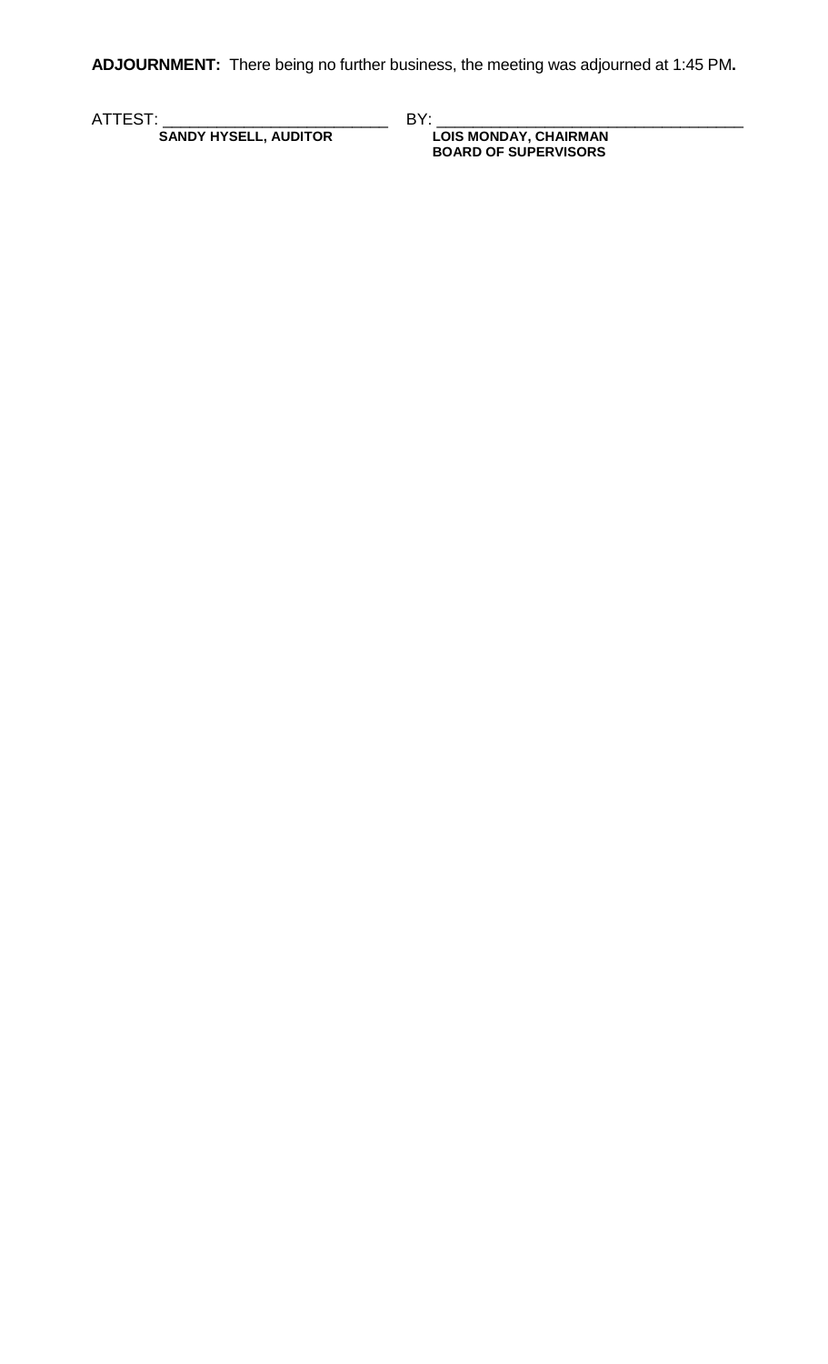**ADJOURNMENT:** There being no further business, the meeting was adjourned at 1:45 PM**.**

ATTEST: ___________________________ BY: ____________________________________

**SANDY HYSELL, AUDITOR** **LOIS MONDAY, CHAIRMAN**
**BOARD OF SUPERVISORS**